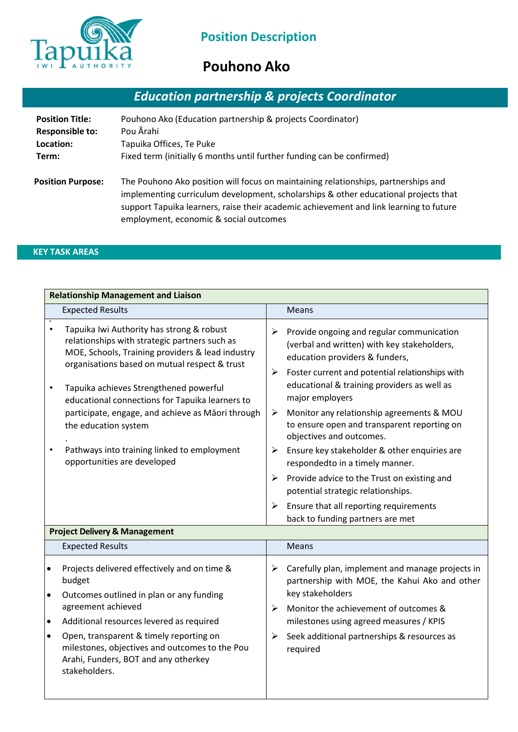# Position Description

## Pouhono Ako

### *Education partnership & projects Coordinator*

**Position Title:** Pouhono Ako (Education partnership & projects Coordinator)
**Responsible to:** Pou Ārahi
**Location:** Tapuika Offices, Te Puke
**Term:** Fixed term (initially 6 months until further funding can be confirmed)

**Position Purpose:** The Pouhono Ako position will focus on maintaining relationships, partnerships and implementing curriculum development, scholarships & other educational projects that support Tapuika learners, raise their academic achievement and link learning to future employment, economic & social outcomes

## KEY TASK AREAS

**Relationship Management and Liaison**

| Expected Results | Means |
|---|---|
| • Tapuika Iwi Authority has strong & robust relationships with strategic partners such as MOE, Schools, Training providers & lead industry organisations based on mutual respect & trust<br><br>• Tapuika achieves Strengthened powerful educational connections for Tapuika learners to participate, engage, and achieve as Māori through the education system<br><br>• Pathways into training linked to employment opportunities are developed | ➢ Provide ongoing and regular communication (verbal and written) with key stakeholders, education providers & funders,<br>➢ Foster current and potential relationships with educational & training providers as well as major employers<br>➢ Monitor any relationship agreements & MOU to ensure open and transparent reporting on objectives and outcomes.<br>➢ Ensure key stakeholder & other enquiries are respondedto in a timely manner.<br>➢ Provide advice to the Trust on existing and potential strategic relationships.<br>➢ Ensure that all reporting requirements back to funding partners are met |

**Project Delivery & Management**

| Expected Results | Means |
|---|---|
| • Projects delivered effectively and on time & budget<br>• Outcomes outlined in plan or any funding agreement achieved<br>• Additional resources levered as required<br>• Open, transparent & timely reporting on milestones, objectives and outcomes to the Pou Arahi, Funders, BOT and any otherkey stakeholders. | ➢ Carefully plan, implement and manage projects in partnership with MOE, the Kahui Ako and other key stakeholders<br>➢ Monitor the achievement of outcomes & milestones using agreed measures / KPIS<br>➢ Seek additional partnerships & resources as required |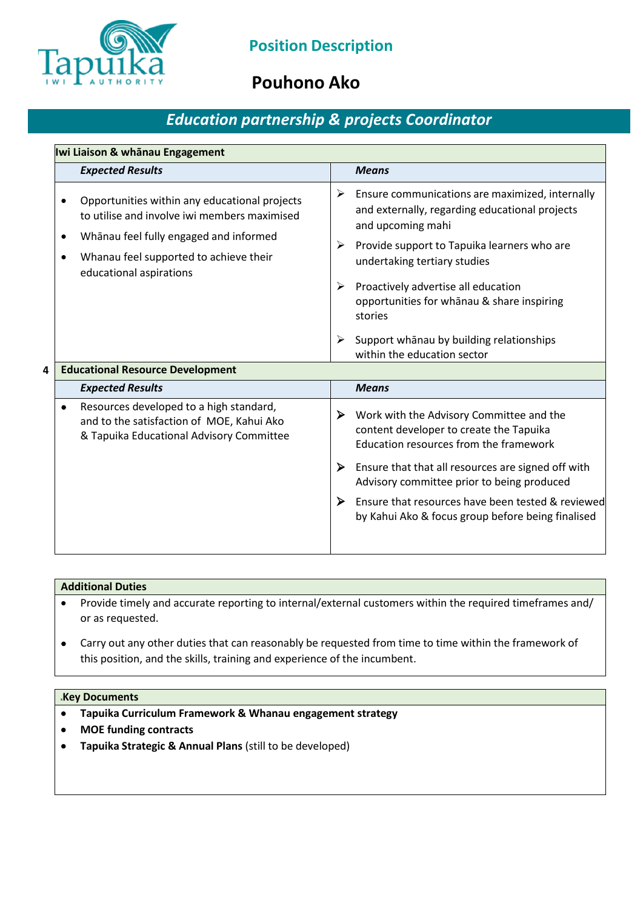# Position Description

## Pouhono Ako

### *Education partnership & projects Coordinator*

| Iwi Liaison & whānau Engagement | |
|---|---|
| ***Expected Results*** | ***Means*** |
| • Opportunities within any educational projects to utilise and involve iwi members maximised<br>• Whānau feel fully engaged and informed<br>• Whanau feel supported to achieve their educational aspirations | ➢ Ensure communications are maximized, internally and externally, regarding educational projects and upcoming mahi<br>➢ Provide support to Tapuika learners who are undertaking tertiary studies<br>➢ Proactively advertise all education opportunities for whānau & share inspiring stories<br>➢ Support whānau by building relationships within the education sector |

| 4 Educational Resource Development | |
|---|---|
| ***Expected Results*** | ***Means*** |
| • Resources developed to a high standard, and to the satisfaction of MOE, Kahui Ako & Tapuika Educational Advisory Committee | ➢ Work with the Advisory Committee and the content developer to create the Tapuika Education resources from the framework<br>➢ Ensure that that all resources are signed off with Advisory committee prior to being produced<br>➢ Ensure that resources have been tested & reviewed by Kahui Ako & focus group before being finalised |

**Additional Duties**

- Provide timely and accurate reporting to internal/external customers within the required timeframes and/ or as requested.
- Carry out any other duties that can reasonably be requested from time to time within the framework of this position, and the skills, training and experience of the incumbent.

**Key Documents**

- **Tapuika Curriculum Framework & Whanau engagement strategy**
- **MOE funding contracts**
- **Tapuika Strategic & Annual Plans** (still to be developed)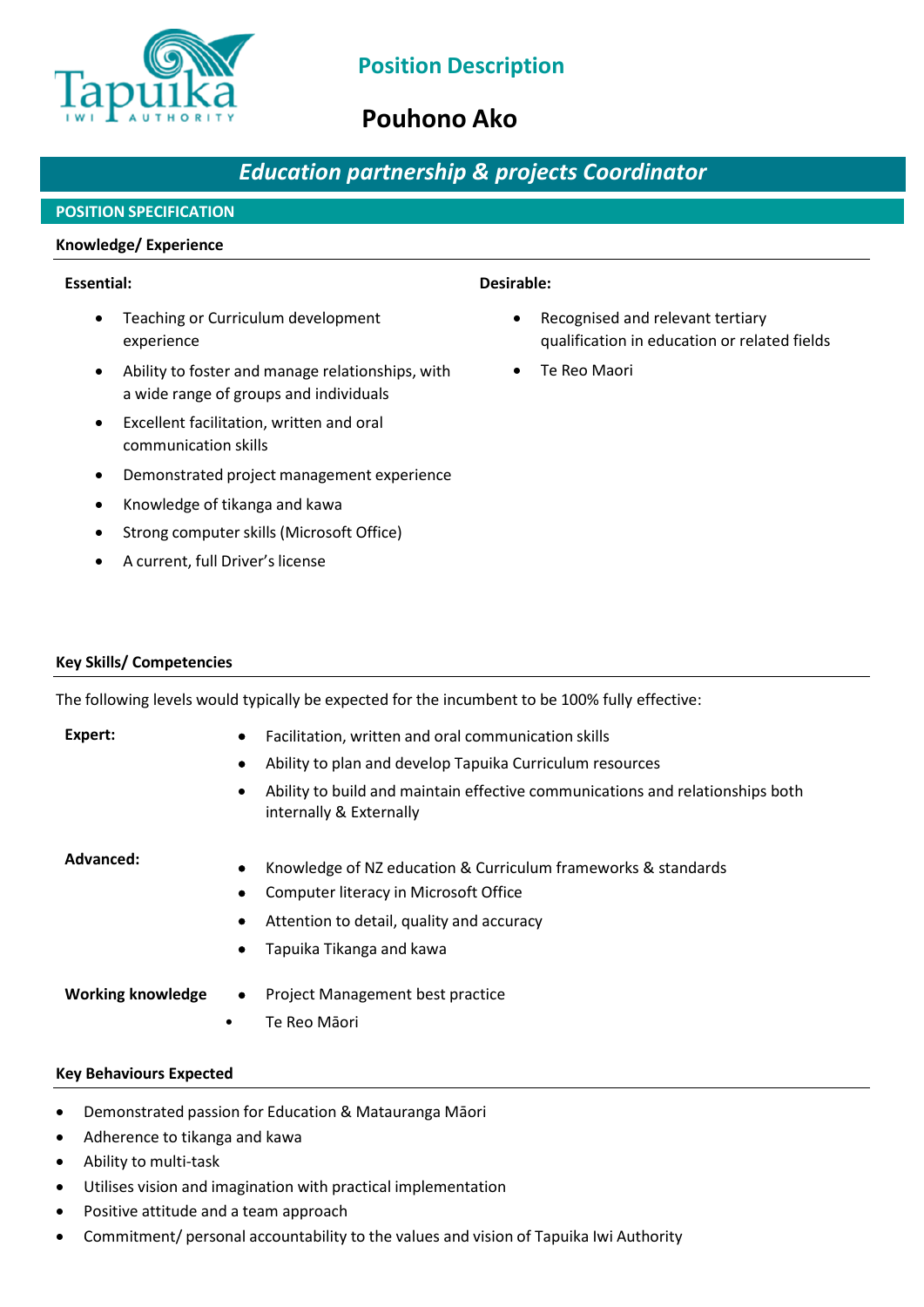# Position Description

## Pouhono Ako

## *Education partnership & projects Coordinator*

### POSITION SPECIFICATION

**Knowledge/ Experience**

**Essential:**

- Teaching or Curriculum development experience
- Ability to foster and manage relationships, with a wide range of groups and individuals
- Excellent facilitation, written and oral communication skills
- Demonstrated project management experience
- Knowledge of tikanga and kawa
- Strong computer skills (Microsoft Office)
- A current, full Driver's license

**Desirable:**

- Recognised and relevant tertiary qualification in education or related fields
- Te Reo Maori

**Key Skills/ Competencies**

The following levels would typically be expected for the incumbent to be 100% fully effective:

**Expert:**

- Facilitation, written and oral communication skills
- Ability to plan and develop Tapuika Curriculum resources
- Ability to build and maintain effective communications and relationships both internally & Externally

**Advanced:**

- Knowledge of NZ education & Curriculum frameworks & standards
- Computer literacy in Microsoft Office
- Attention to detail, quality and accuracy
- Tapuika Tikanga and kawa

**Working knowledge**

- Project Management best practice
- Te Reo Māori

**Key Behaviours Expected**

- Demonstrated passion for Education & Matauranga Māori
- Adherence to tikanga and kawa
- Ability to multi-task
- Utilises vision and imagination with practical implementation
- Positive attitude and a team approach
- Commitment/ personal accountability to the values and vision of Tapuika Iwi Authority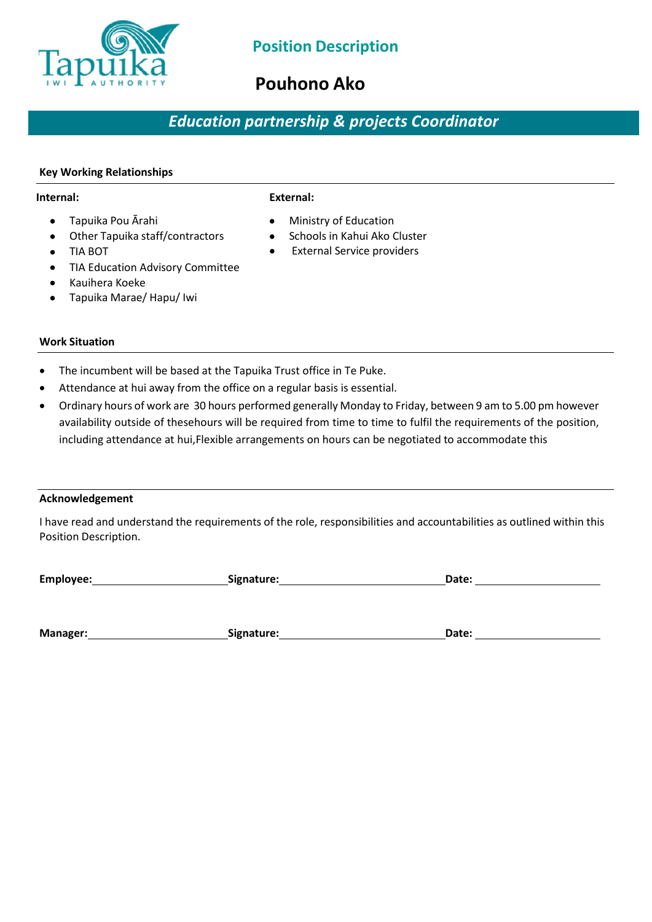Tapuika IWI AUTHORITY

## Position Description

# Pouhono Ako

## *Education partnership & projects Coordinator*

### Key Working Relationships

**Internal:**

- Tapuika Pou Ārahi
- Other Tapuika staff/contractors
- TIA BOT
- TIA Education Advisory Committee
- Kauihera Koeke
- Tapuika Marae/ Hapu/ Iwi

**External:**

- Ministry of Education
- Schools in Kahui Ako Cluster
- External Service providers

### Work Situation

- The incumbent will be based at the Tapuika Trust office in Te Puke.
- Attendance at hui away from the office on a regular basis is essential.
- Ordinary hours of work are 30 hours performed generally Monday to Friday, between 9 am to 5.00 pm however availability outside of thesehours will be required from time to time to fulfil the requirements of the position, including attendance at hui,Flexible arrangements on hours can be negotiated to accommodate this

### Acknowledgement

I have read and understand the requirements of the role, responsibilities and accountabilities as outlined within this Position Description.

**Employee:**\_\_\_\_\_\_\_\_\_\_\_\_\_\_\_\_\_\_\_\_ **Signature:**\_\_\_\_\_\_\_\_\_\_\_\_\_\_\_\_\_\_\_\_\_\_\_\_\_ **Date:** \_\_\_\_\_\_\_\_\_\_\_\_\_\_\_\_\_\_\_\_

**Manager:**\_\_\_\_\_\_\_\_\_\_\_\_\_\_\_\_\_\_\_\_\_ **Signature:**\_\_\_\_\_\_\_\_\_\_\_\_\_\_\_\_\_\_\_\_\_\_\_\_\_ **Date:** \_\_\_\_\_\_\_\_\_\_\_\_\_\_\_\_\_\_\_\_